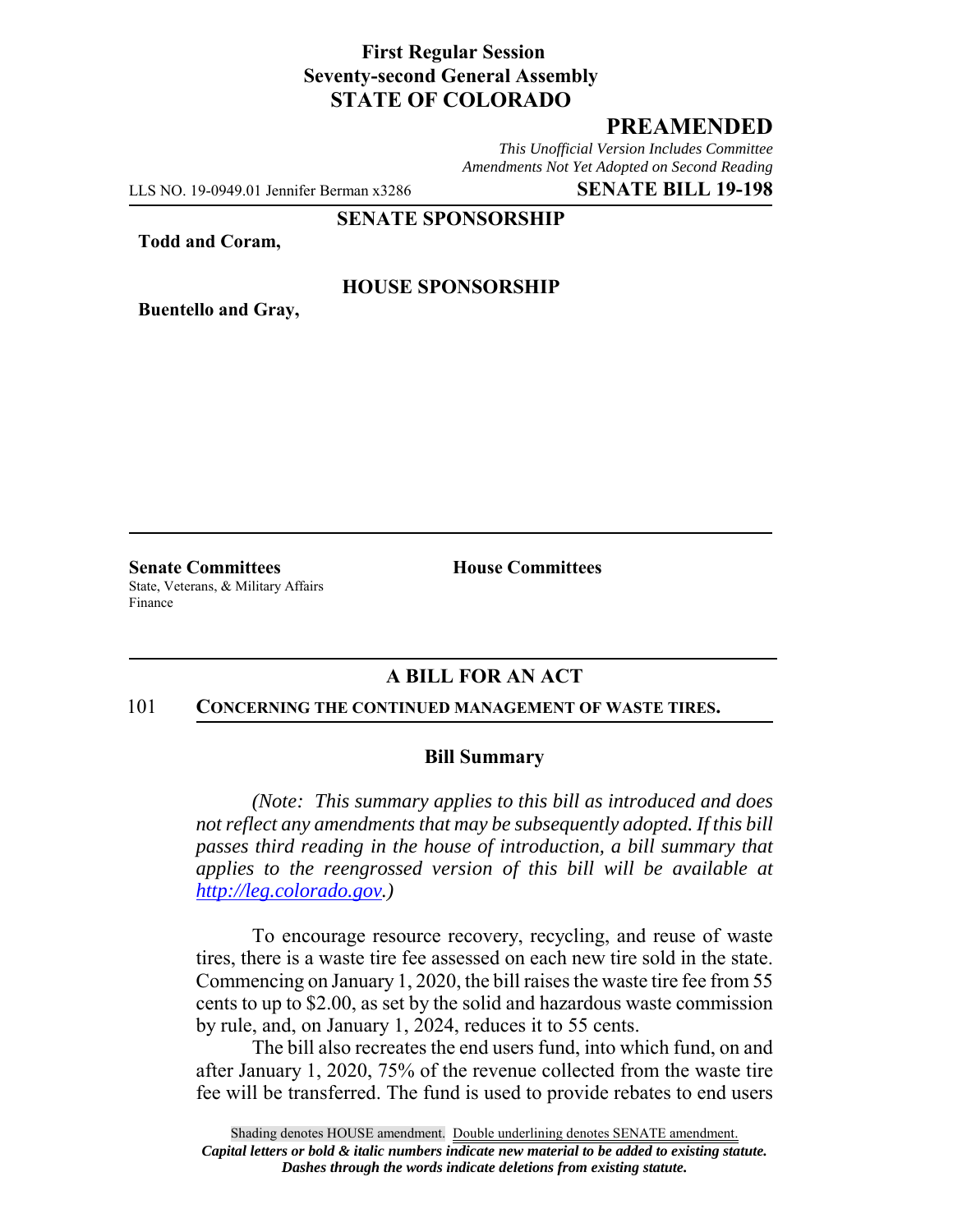**First Regular Session**
**Seventy-second General Assembly**
**STATE OF COLORADO**

## PREAMENDED

*This Unofficial Version Includes Committee Amendments Not Yet Adopted on Second Reading*

LLS NO. 19-0949.01 Jennifer Berman x3286 **SENATE BILL 19-198**

**SENATE SPONSORSHIP**

**Todd and Coram,**

**HOUSE SPONSORSHIP**

**Buentello and Gray,**

**Senate Committees**
State, Veterans, & Military Affairs
Finance

**House Committees**

## A BILL FOR AN ACT

101 **CONCERNING THE CONTINUED MANAGEMENT OF WASTE TIRES.**

### Bill Summary

*(Note: This summary applies to this bill as introduced and does not reflect any amendments that may be subsequently adopted. If this bill passes third reading in the house of introduction, a bill summary that applies to the reengrossed version of this bill will be available at http://leg.colorado.gov.)*

To encourage resource recovery, recycling, and reuse of waste tires, there is a waste tire fee assessed on each new tire sold in the state. Commencing on January 1, 2020, the bill raises the waste tire fee from 55 cents to up to $2.00, as set by the solid and hazardous waste commission by rule, and, on January 1, 2024, reduces it to 55 cents.

The bill also recreates the end users fund, into which fund, on and after January 1, 2020, 75% of the revenue collected from the waste tire fee will be transferred. The fund is used to provide rebates to end users

Shading denotes HOUSE amendment. Double underlining denotes SENATE amendment.
*Capital letters or bold & italic numbers indicate new material to be added to existing statute.*
*Dashes through the words indicate deletions from existing statute.*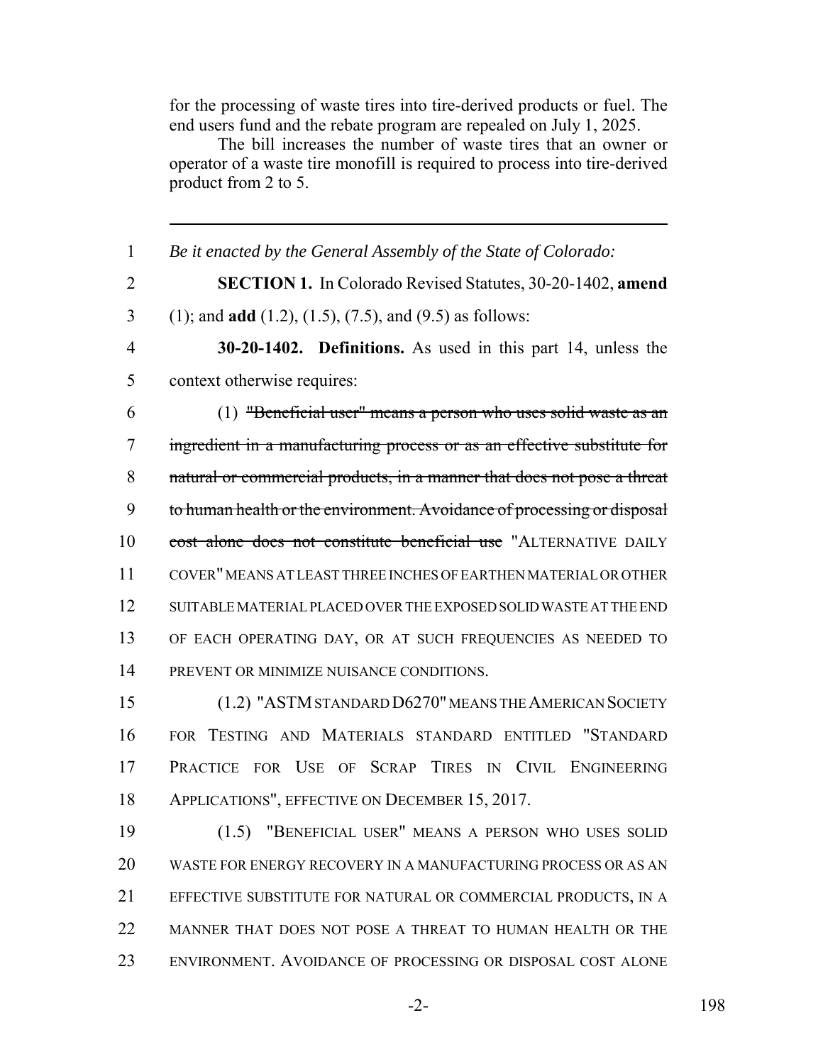for the processing of waste tires into tire-derived products or fuel. The end users fund and the rebate program are repealed on July 1, 2025.

The bill increases the number of waste tires that an owner or operator of a waste tire monofill is required to process into tire-derived product from 2 to 5.

---

1 *Be it enacted by the General Assembly of the State of Colorado:*

2 **SECTION 1.** In Colorado Revised Statutes, 30-20-1402, **amend**
3 (1); and **add** (1.2), (1.5), (7.5), and (9.5) as follows:

4 **30-20-1402. Definitions.** As used in this part 14, unless the
5 context otherwise requires:

6 (1) ~~"Beneficial user" means a person who uses solid waste as an~~
7 ~~ingredient in a manufacturing process or as an effective substitute for~~
8 ~~natural or commercial products, in a manner that does not pose a threat~~
9 ~~to human health or the environment. Avoidance of processing or disposal~~
10 ~~cost alone does not constitute beneficial use~~ "ALTERNATIVE DAILY
11 COVER" MEANS AT LEAST THREE INCHES OF EARTHEN MATERIAL OR OTHER
12 SUITABLE MATERIAL PLACED OVER THE EXPOSED SOLID WASTE AT THE END
13 OF EACH OPERATING DAY, OR AT SUCH FREQUENCIES AS NEEDED TO
14 PREVENT OR MINIMIZE NUISANCE CONDITIONS.

15 (1.2) "ASTM STANDARD D6270" MEANS THE AMERICAN SOCIETY
16 FOR TESTING AND MATERIALS STANDARD ENTITLED "STANDARD
17 PRACTICE FOR USE OF SCRAP TIRES IN CIVIL ENGINEERING
18 APPLICATIONS", EFFECTIVE ON DECEMBER 15, 2017.

19 (1.5) "BENEFICIAL USER" MEANS A PERSON WHO USES SOLID
20 WASTE FOR ENERGY RECOVERY IN A MANUFACTURING PROCESS OR AS AN
21 EFFECTIVE SUBSTITUTE FOR NATURAL OR COMMERCIAL PRODUCTS, IN A
22 MANNER THAT DOES NOT POSE A THREAT TO HUMAN HEALTH OR THE
23 ENVIRONMENT. AVOIDANCE OF PROCESSING OR DISPOSAL COST ALONE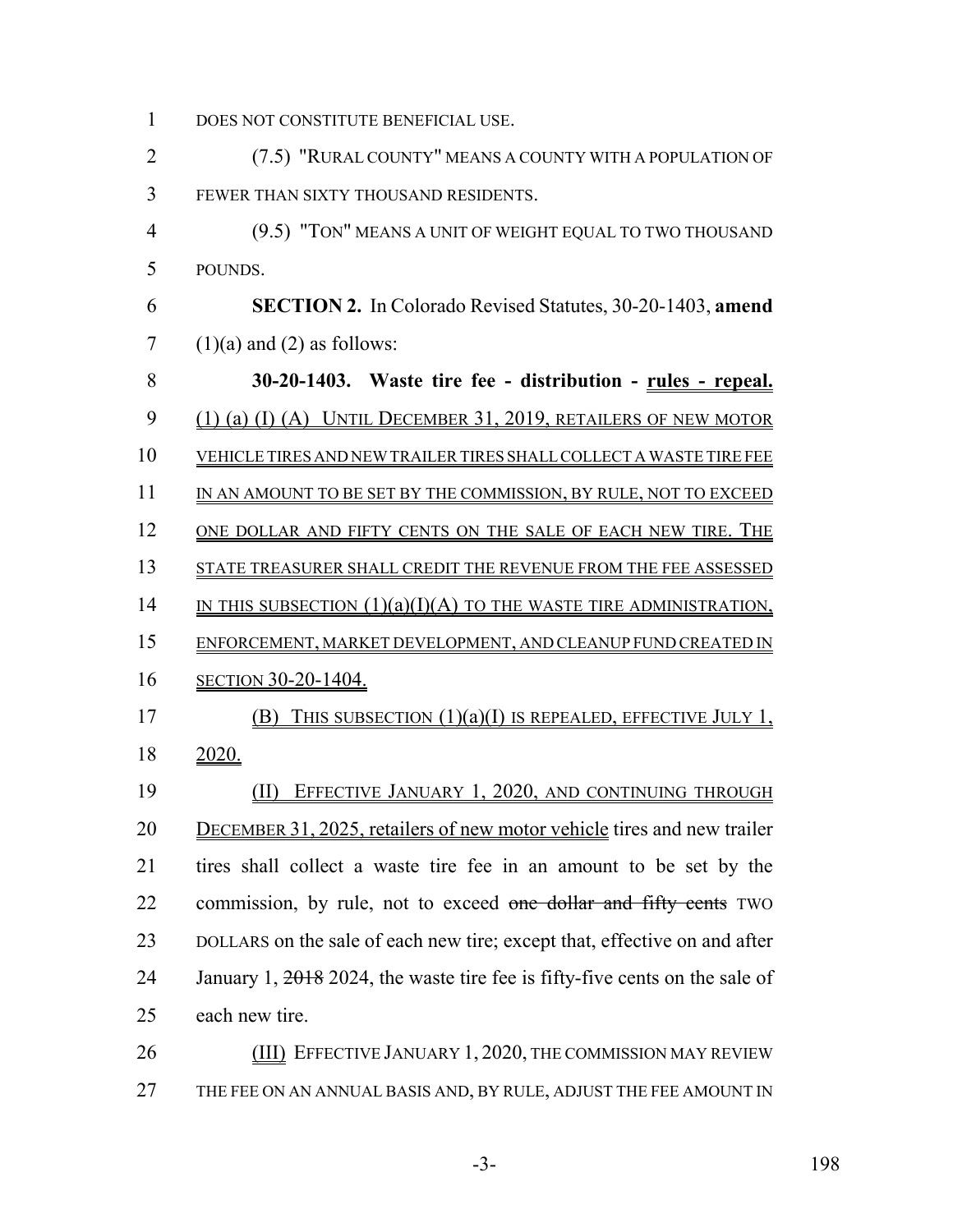DOES NOT CONSTITUTE BENEFICIAL USE.

(7.5) "RURAL COUNTY" MEANS A COUNTY WITH A POPULATION OF FEWER THAN SIXTY THOUSAND RESIDENTS.

(9.5) "TON" MEANS A UNIT OF WEIGHT EQUAL TO TWO THOUSAND POUNDS.

**SECTION 2.** In Colorado Revised Statutes, 30-20-1403, **amend** (1)(a) and (2) as follows:

**30-20-1403. Waste tire fee - distribution - rules - repeal.** (1) (a) (I) (A) UNTIL DECEMBER 31, 2019, RETAILERS OF NEW MOTOR VEHICLE TIRES AND NEW TRAILER TIRES SHALL COLLECT A WASTE TIRE FEE IN AN AMOUNT TO BE SET BY THE COMMISSION, BY RULE, NOT TO EXCEED ONE DOLLAR AND FIFTY CENTS ON THE SALE OF EACH NEW TIRE. THE STATE TREASURER SHALL CREDIT THE REVENUE FROM THE FEE ASSESSED IN THIS SUBSECTION (1)(a)(I)(A) TO THE WASTE TIRE ADMINISTRATION, ENFORCEMENT, MARKET DEVELOPMENT, AND CLEANUP FUND CREATED IN SECTION 30-20-1404.

(B) THIS SUBSECTION (1)(a)(I) IS REPEALED, EFFECTIVE JULY 1, 2020.

(II) EFFECTIVE JANUARY 1, 2020, AND CONTINUING THROUGH DECEMBER 31, 2025, retailers of new motor vehicle tires and new trailer tires shall collect a waste tire fee in an amount to be set by the commission, by rule, not to exceed ~~one dollar and fifty cents~~ TWO DOLLARS on the sale of each new tire; except that, effective on and after January 1, ~~2018~~ 2024, the waste tire fee is fifty-five cents on the sale of each new tire.

(III) EFFECTIVE JANUARY 1, 2020, THE COMMISSION MAY REVIEW THE FEE ON AN ANNUAL BASIS AND, BY RULE, ADJUST THE FEE AMOUNT IN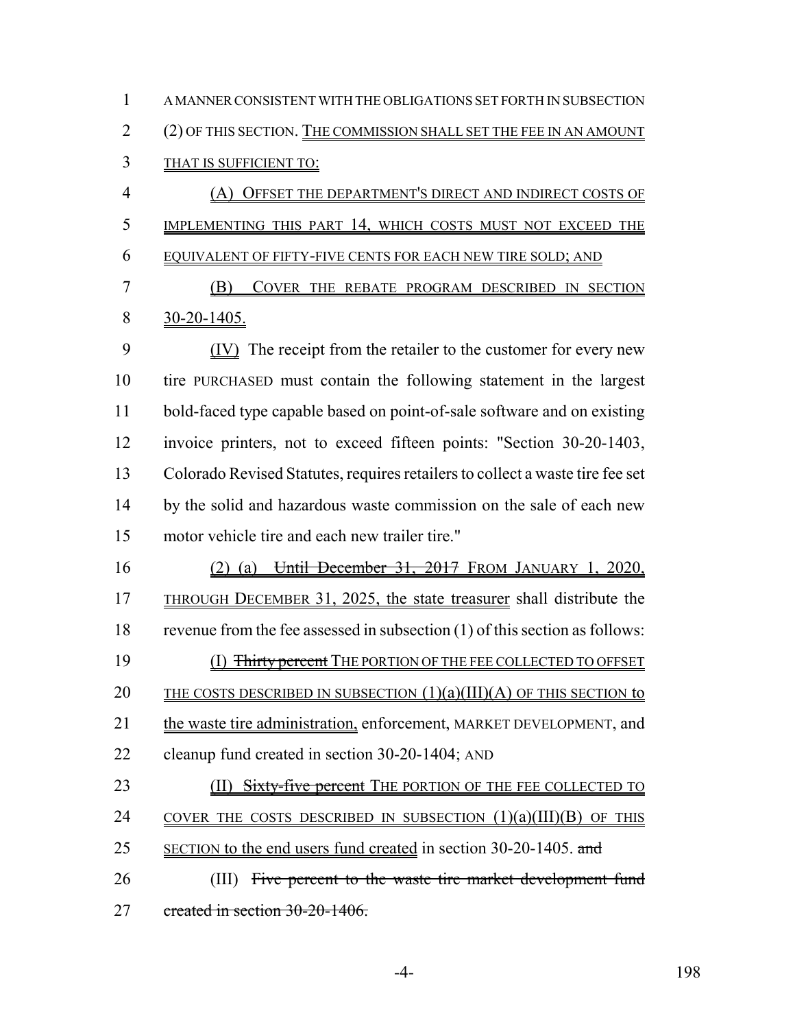A MANNER CONSISTENT WITH THE OBLIGATIONS SET FORTH IN SUBSECTION (2) OF THIS SECTION. THE COMMISSION SHALL SET THE FEE IN AN AMOUNT THAT IS SUFFICIENT TO:

(A) OFFSET THE DEPARTMENT'S DIRECT AND INDIRECT COSTS OF IMPLEMENTING THIS PART 14, WHICH COSTS MUST NOT EXCEED THE EQUIVALENT OF FIFTY-FIVE CENTS FOR EACH NEW TIRE SOLD; AND

(B) COVER THE REBATE PROGRAM DESCRIBED IN SECTION 30-20-1405.

(IV) The receipt from the retailer to the customer for every new tire PURCHASED must contain the following statement in the largest bold-faced type capable based on point-of-sale software and on existing invoice printers, not to exceed fifteen points: "Section 30-20-1403, Colorado Revised Statutes, requires retailers to collect a waste tire fee set by the solid and hazardous waste commission on the sale of each new motor vehicle tire and each new trailer tire."

(2) (a) ~~Until December 31, 2017~~ FROM JANUARY 1, 2020, THROUGH DECEMBER 31, 2025, the state treasurer shall distribute the revenue from the fee assessed in subsection (1) of this section as follows:

(I) ~~Thirty percent~~ THE PORTION OF THE FEE COLLECTED TO OFFSET THE COSTS DESCRIBED IN SUBSECTION (1)(a)(III)(A) OF THIS SECTION to the waste tire administration, enforcement, MARKET DEVELOPMENT, and cleanup fund created in section 30-20-1404; AND

(II) ~~Sixty-five percent~~ THE PORTION OF THE FEE COLLECTED TO COVER THE COSTS DESCRIBED IN SUBSECTION (1)(a)(III)(B) OF THIS SECTION to the end users fund created in section 30-20-1405. ~~and~~

(III) ~~Five percent to the waste tire market development fund created in section 30-20-1406.~~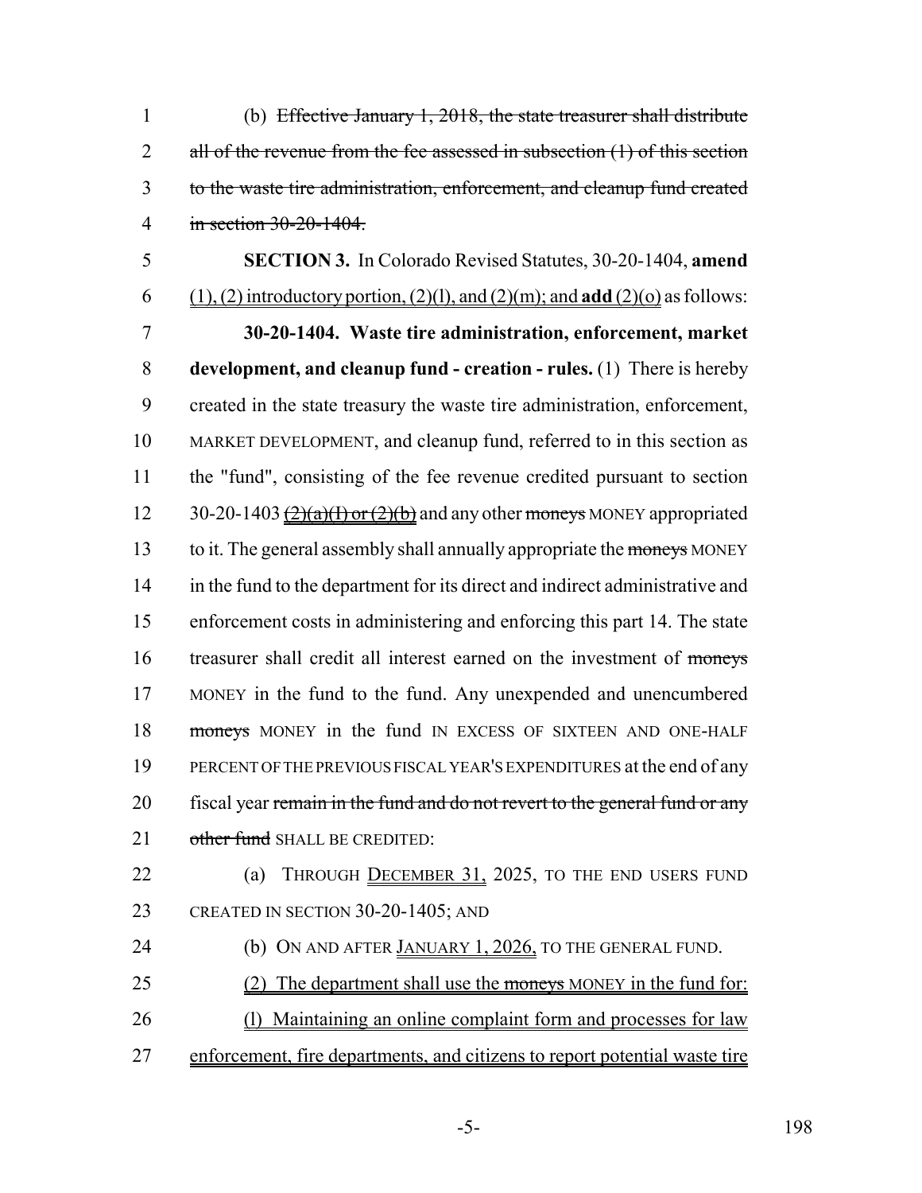(b) ~~Effective January 1, 2018, the state treasurer shall distribute all of the revenue from the fee assessed in subsection (1) of this section to the waste tire administration, enforcement, and cleanup fund created in section 30-20-1404.~~

**SECTION 3.** In Colorado Revised Statutes, 30-20-1404, **amend** (1), (2) introductory portion, (2)(l), and (2)(m); and **add** (2)(o) as follows:

**30-20-1404. Waste tire administration, enforcement, market development, and cleanup fund - creation - rules.** (1) There is hereby created in the state treasury the waste tire administration, enforcement, MARKET DEVELOPMENT, and cleanup fund, referred to in this section as the "fund", consisting of the fee revenue credited pursuant to section 30-20-1403 ~~(2)(a)(I) or (2)(b)~~ and any other ~~moneys~~ MONEY appropriated to it. The general assembly shall annually appropriate the ~~moneys~~ MONEY in the fund to the department for its direct and indirect administrative and enforcement costs in administering and enforcing this part 14. The state treasurer shall credit all interest earned on the investment of ~~moneys~~ MONEY in the fund to the fund. Any unexpended and unencumbered ~~moneys~~ MONEY in the fund IN EXCESS OF SIXTEEN AND ONE-HALF PERCENT OF THE PREVIOUS FISCAL YEAR'S EXPENDITURES at the end of any fiscal year ~~remain in the fund and do not revert to the general fund or any other fund~~ SHALL BE CREDITED:

(a) THROUGH DECEMBER 31, 2025, TO THE END USERS FUND CREATED IN SECTION 30-20-1405; AND

(b) ON AND AFTER JANUARY 1, 2026, TO THE GENERAL FUND.

(2) The department shall use the ~~moneys~~ MONEY in the fund for:

(l) Maintaining an online complaint form and processes for law enforcement, fire departments, and citizens to report potential waste tire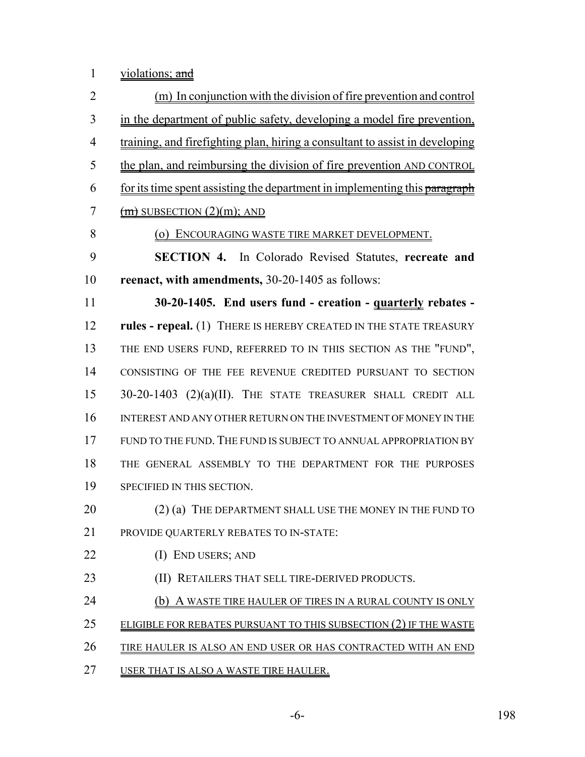violations; ~~and~~

(m) In conjunction with the division of fire prevention and control in the department of public safety, developing a model fire prevention, training, and firefighting plan, hiring a consultant to assist in developing the plan, and reimbursing the division of fire prevention AND CONTROL for its time spent assisting the department in implementing this ~~paragraph (m)~~ SUBSECTION (2)(m); AND

(o) ENCOURAGING WASTE TIRE MARKET DEVELOPMENT.

**SECTION 4.** In Colorado Revised Statutes, **recreate and reenact, with amendments,** 30-20-1405 as follows:

**30-20-1405. End users fund - creation - quarterly rebates - rules - repeal.** (1) THERE IS HEREBY CREATED IN THE STATE TREASURY THE END USERS FUND, REFERRED TO IN THIS SECTION AS THE "FUND", CONSISTING OF THE FEE REVENUE CREDITED PURSUANT TO SECTION 30-20-1403 (2)(a)(II). THE STATE TREASURER SHALL CREDIT ALL INTEREST AND ANY OTHER RETURN ON THE INVESTMENT OF MONEY IN THE FUND TO THE FUND. THE FUND IS SUBJECT TO ANNUAL APPROPRIATION BY THE GENERAL ASSEMBLY TO THE DEPARTMENT FOR THE PURPOSES SPECIFIED IN THIS SECTION.

(2) (a) THE DEPARTMENT SHALL USE THE MONEY IN THE FUND TO PROVIDE QUARTERLY REBATES TO IN-STATE:

(I) END USERS; AND

(II) RETAILERS THAT SELL TIRE-DERIVED PRODUCTS.

(b) A WASTE TIRE HAULER OF TIRES IN A RURAL COUNTY IS ONLY ELIGIBLE FOR REBATES PURSUANT TO THIS SUBSECTION (2) IF THE WASTE TIRE HAULER IS ALSO AN END USER OR HAS CONTRACTED WITH AN END USER THAT IS ALSO A WASTE TIRE HAULER.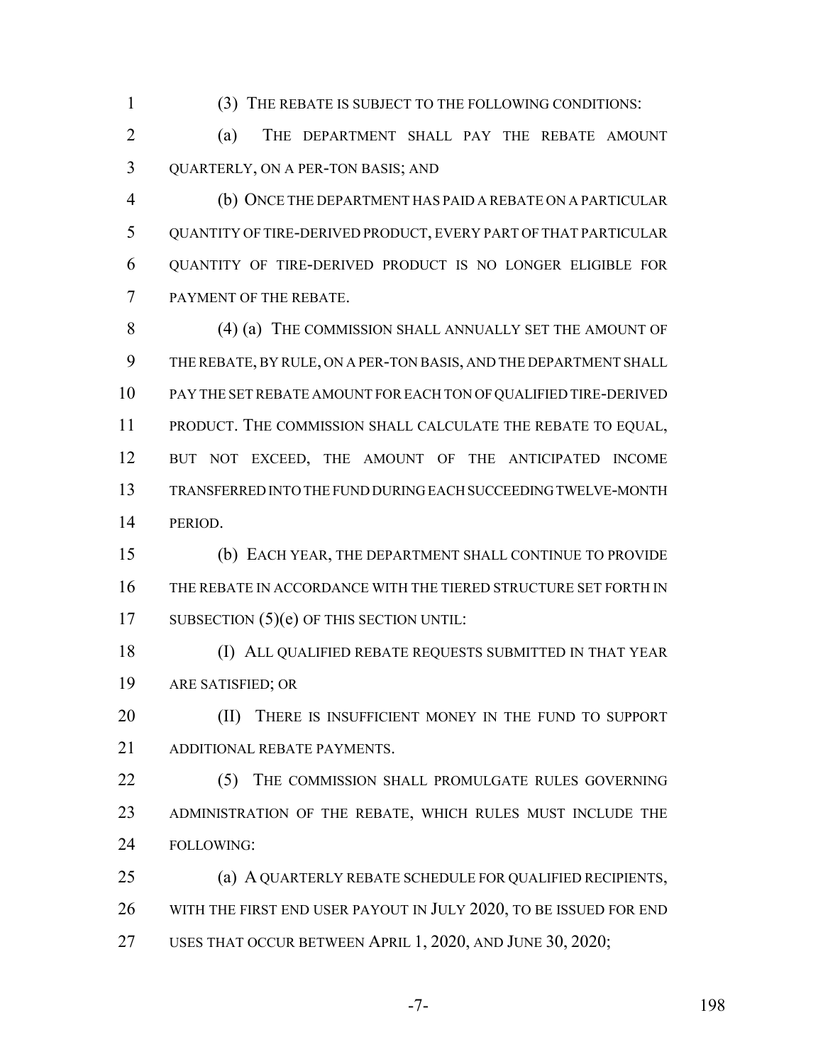(3) THE REBATE IS SUBJECT TO THE FOLLOWING CONDITIONS:

(a) THE DEPARTMENT SHALL PAY THE REBATE AMOUNT QUARTERLY, ON A PER-TON BASIS; AND

(b) ONCE THE DEPARTMENT HAS PAID A REBATE ON A PARTICULAR QUANTITY OF TIRE-DERIVED PRODUCT, EVERY PART OF THAT PARTICULAR QUANTITY OF TIRE-DERIVED PRODUCT IS NO LONGER ELIGIBLE FOR PAYMENT OF THE REBATE.

(4) (a) THE COMMISSION SHALL ANNUALLY SET THE AMOUNT OF THE REBATE, BY RULE, ON A PER-TON BASIS, AND THE DEPARTMENT SHALL PAY THE SET REBATE AMOUNT FOR EACH TON OF QUALIFIED TIRE-DERIVED PRODUCT. THE COMMISSION SHALL CALCULATE THE REBATE TO EQUAL, BUT NOT EXCEED, THE AMOUNT OF THE ANTICIPATED INCOME TRANSFERRED INTO THE FUND DURING EACH SUCCEEDING TWELVE-MONTH PERIOD.

(b) EACH YEAR, THE DEPARTMENT SHALL CONTINUE TO PROVIDE THE REBATE IN ACCORDANCE WITH THE TIERED STRUCTURE SET FORTH IN SUBSECTION (5)(e) OF THIS SECTION UNTIL:

(I) ALL QUALIFIED REBATE REQUESTS SUBMITTED IN THAT YEAR ARE SATISFIED; OR

(II) THERE IS INSUFFICIENT MONEY IN THE FUND TO SUPPORT ADDITIONAL REBATE PAYMENTS.

(5) THE COMMISSION SHALL PROMULGATE RULES GOVERNING ADMINISTRATION OF THE REBATE, WHICH RULES MUST INCLUDE THE FOLLOWING:

(a) A QUARTERLY REBATE SCHEDULE FOR QUALIFIED RECIPIENTS, WITH THE FIRST END USER PAYOUT IN JULY 2020, TO BE ISSUED FOR END USES THAT OCCUR BETWEEN APRIL 1, 2020, AND JUNE 30, 2020;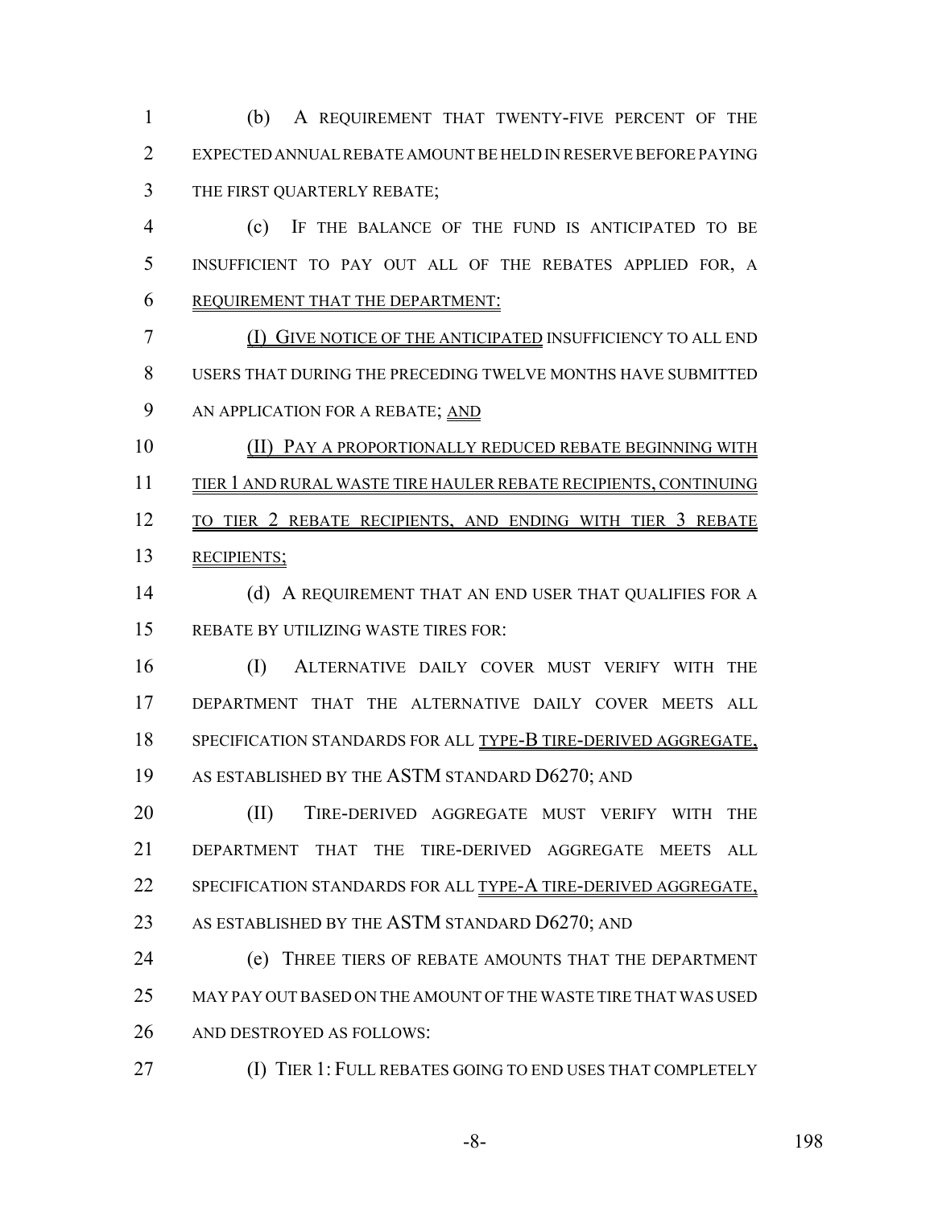(b) A REQUIREMENT THAT TWENTY-FIVE PERCENT OF THE EXPECTED ANNUAL REBATE AMOUNT BE HELD IN RESERVE BEFORE PAYING THE FIRST QUARTERLY REBATE;

(c) IF THE BALANCE OF THE FUND IS ANTICIPATED TO BE INSUFFICIENT TO PAY OUT ALL OF THE REBATES APPLIED FOR, A REQUIREMENT THAT THE DEPARTMENT:

(I) GIVE NOTICE OF THE ANTICIPATED INSUFFICIENCY TO ALL END USERS THAT DURING THE PRECEDING TWELVE MONTHS HAVE SUBMITTED AN APPLICATION FOR A REBATE; AND

(II) PAY A PROPORTIONALLY REDUCED REBATE BEGINNING WITH TIER 1 AND RURAL WASTE TIRE HAULER REBATE RECIPIENTS, CONTINUING TO TIER 2 REBATE RECIPIENTS, AND ENDING WITH TIER 3 REBATE RECIPIENTS;

(d) A REQUIREMENT THAT AN END USER THAT QUALIFIES FOR A REBATE BY UTILIZING WASTE TIRES FOR:

(I) ALTERNATIVE DAILY COVER MUST VERIFY WITH THE DEPARTMENT THAT THE ALTERNATIVE DAILY COVER MEETS ALL SPECIFICATION STANDARDS FOR ALL TYPE-B TIRE-DERIVED AGGREGATE, AS ESTABLISHED BY THE ASTM STANDARD D6270; AND

(II) TIRE-DERIVED AGGREGATE MUST VERIFY WITH THE DEPARTMENT THAT THE TIRE-DERIVED AGGREGATE MEETS ALL SPECIFICATION STANDARDS FOR ALL TYPE-A TIRE-DERIVED AGGREGATE, AS ESTABLISHED BY THE ASTM STANDARD D6270; AND

(e) THREE TIERS OF REBATE AMOUNTS THAT THE DEPARTMENT MAY PAY OUT BASED ON THE AMOUNT OF THE WASTE TIRE THAT WAS USED AND DESTROYED AS FOLLOWS:

(I) TIER 1: FULL REBATES GOING TO END USES THAT COMPLETELY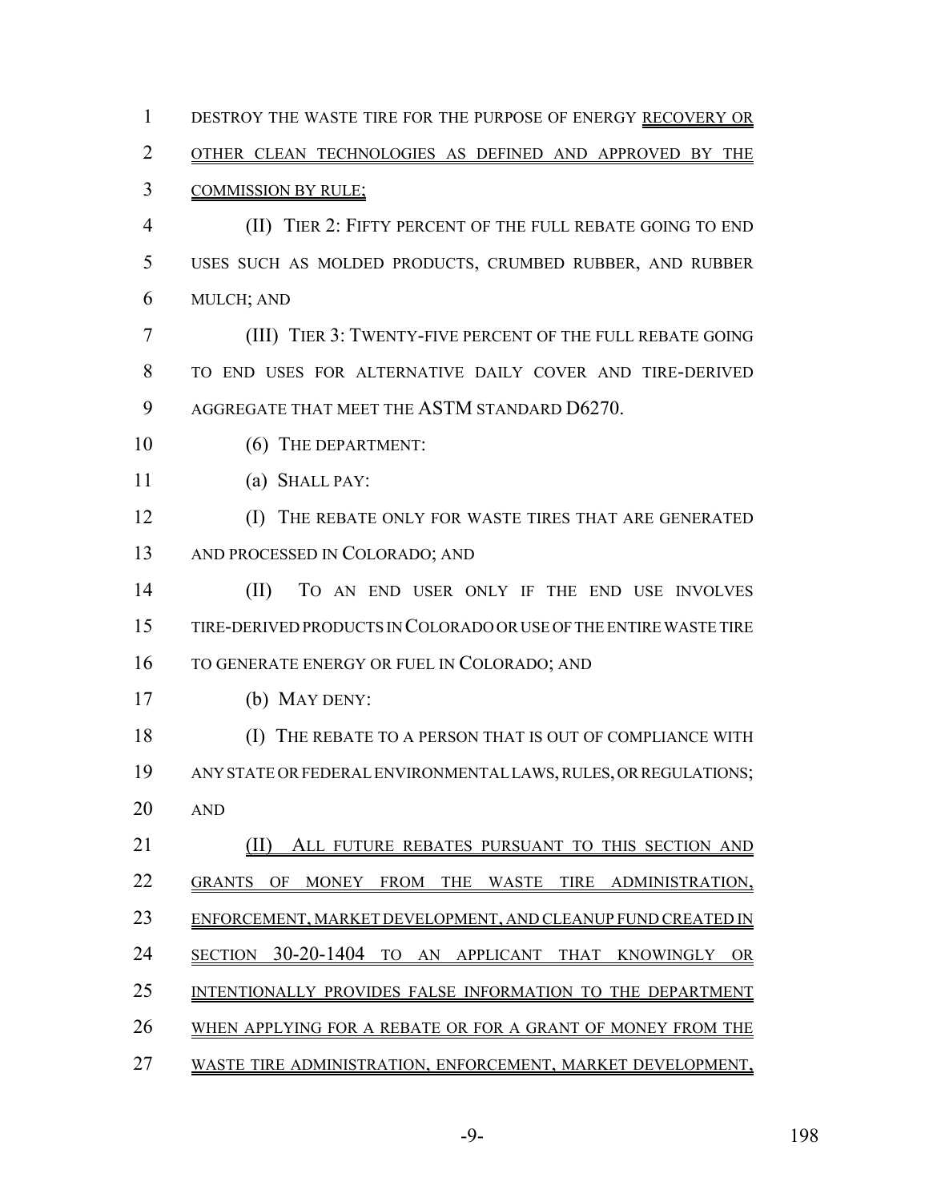DESTROY THE WASTE TIRE FOR THE PURPOSE OF ENERGY RECOVERY OR OTHER CLEAN TECHNOLOGIES AS DEFINED AND APPROVED BY THE COMMISSION BY RULE;

(II) TIER 2: FIFTY PERCENT OF THE FULL REBATE GOING TO END USES SUCH AS MOLDED PRODUCTS, CRUMBED RUBBER, AND RUBBER MULCH; AND

(III) TIER 3: TWENTY-FIVE PERCENT OF THE FULL REBATE GOING TO END USES FOR ALTERNATIVE DAILY COVER AND TIRE-DERIVED AGGREGATE THAT MEET THE ASTM STANDARD D6270.

(6) THE DEPARTMENT:

(a) SHALL PAY:

(I) THE REBATE ONLY FOR WASTE TIRES THAT ARE GENERATED AND PROCESSED IN COLORADO; AND

(II) TO AN END USER ONLY IF THE END USE INVOLVES TIRE-DERIVED PRODUCTS IN COLORADO OR USE OF THE ENTIRE WASTE TIRE TO GENERATE ENERGY OR FUEL IN COLORADO; AND

(b) MAY DENY:

(I) THE REBATE TO A PERSON THAT IS OUT OF COMPLIANCE WITH ANY STATE OR FEDERAL ENVIRONMENTAL LAWS, RULES, OR REGULATIONS; AND

(II) ALL FUTURE REBATES PURSUANT TO THIS SECTION AND GRANTS OF MONEY FROM THE WASTE TIRE ADMINISTRATION, ENFORCEMENT, MARKET DEVELOPMENT, AND CLEANUP FUND CREATED IN SECTION 30-20-1404 TO AN APPLICANT THAT KNOWINGLY OR INTENTIONALLY PROVIDES FALSE INFORMATION TO THE DEPARTMENT WHEN APPLYING FOR A REBATE OR FOR A GRANT OF MONEY FROM THE WASTE TIRE ADMINISTRATION, ENFORCEMENT, MARKET DEVELOPMENT,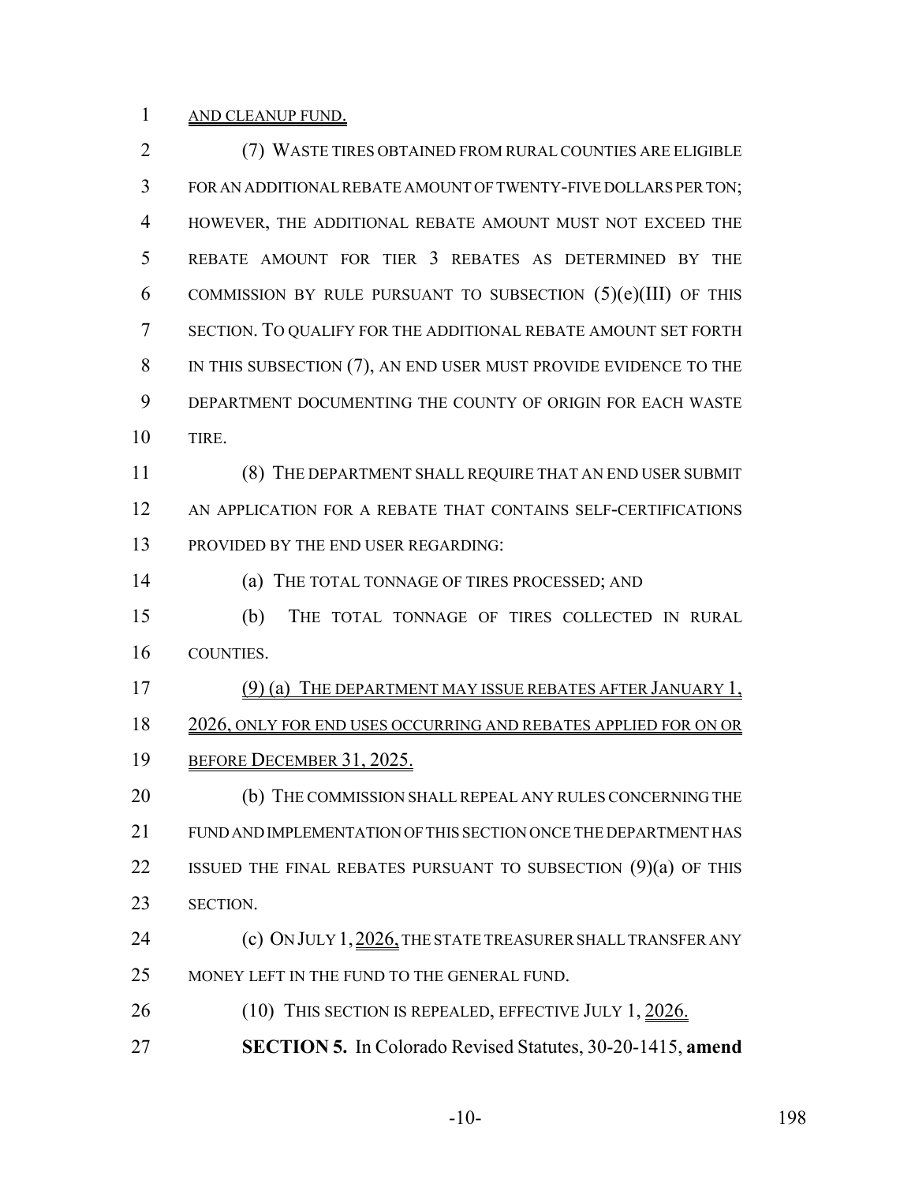AND CLEANUP FUND.

(7) WASTE TIRES OBTAINED FROM RURAL COUNTIES ARE ELIGIBLE FOR AN ADDITIONAL REBATE AMOUNT OF TWENTY-FIVE DOLLARS PER TON; HOWEVER, THE ADDITIONAL REBATE AMOUNT MUST NOT EXCEED THE REBATE AMOUNT FOR TIER 3 REBATES AS DETERMINED BY THE COMMISSION BY RULE PURSUANT TO SUBSECTION (5)(e)(III) OF THIS SECTION. TO QUALIFY FOR THE ADDITIONAL REBATE AMOUNT SET FORTH IN THIS SUBSECTION (7), AN END USER MUST PROVIDE EVIDENCE TO THE DEPARTMENT DOCUMENTING THE COUNTY OF ORIGIN FOR EACH WASTE TIRE.

(8) THE DEPARTMENT SHALL REQUIRE THAT AN END USER SUBMIT AN APPLICATION FOR A REBATE THAT CONTAINS SELF-CERTIFICATIONS PROVIDED BY THE END USER REGARDING:

(a) THE TOTAL TONNAGE OF TIRES PROCESSED; AND

(b) THE TOTAL TONNAGE OF TIRES COLLECTED IN RURAL COUNTIES.

(9) (a) THE DEPARTMENT MAY ISSUE REBATES AFTER JANUARY 1, 2026, ONLY FOR END USES OCCURRING AND REBATES APPLIED FOR ON OR BEFORE DECEMBER 31, 2025.

(b) THE COMMISSION SHALL REPEAL ANY RULES CONCERNING THE FUND AND IMPLEMENTATION OF THIS SECTION ONCE THE DEPARTMENT HAS ISSUED THE FINAL REBATES PURSUANT TO SUBSECTION (9)(a) OF THIS SECTION.

(c) ON JULY 1, 2026, THE STATE TREASURER SHALL TRANSFER ANY MONEY LEFT IN THE FUND TO THE GENERAL FUND.

(10) THIS SECTION IS REPEALED, EFFECTIVE JULY 1, 2026.

**SECTION 5.** In Colorado Revised Statutes, 30-20-1415, **amend**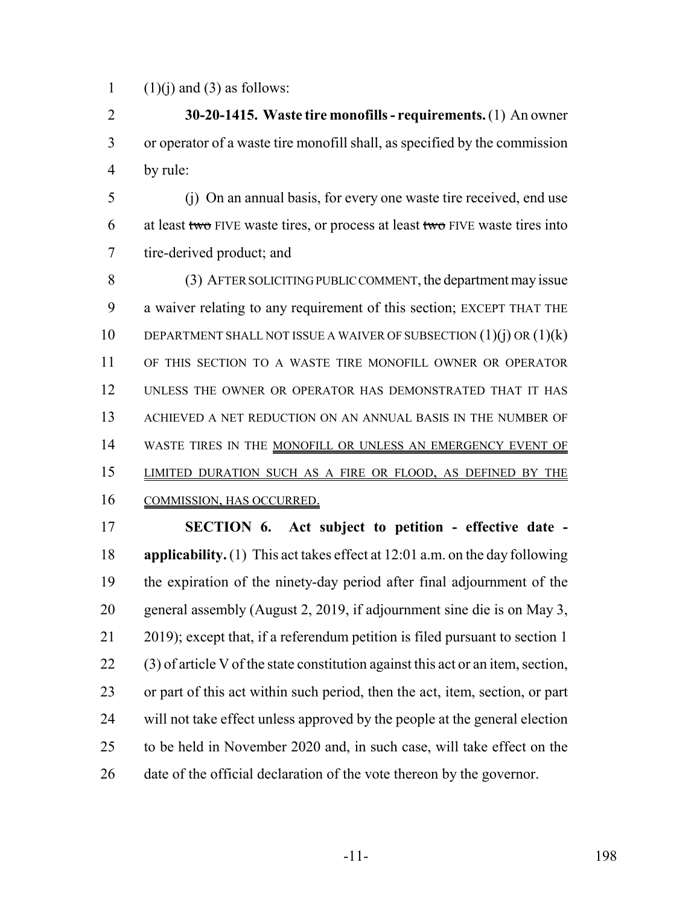(1)(j) and (3) as follows:

**30-20-1415. Waste tire monofills - requirements.** (1) An owner or operator of a waste tire monofill shall, as specified by the commission by rule:

(j) On an annual basis, for every one waste tire received, end use at least ~~two~~ FIVE waste tires, or process at least ~~two~~ FIVE waste tires into tire-derived product; and

(3) AFTER SOLICITING PUBLIC COMMENT, the department may issue a waiver relating to any requirement of this section; EXCEPT THAT THE DEPARTMENT SHALL NOT ISSUE A WAIVER OF SUBSECTION (1)(j) OR (1)(k) OF THIS SECTION TO A WASTE TIRE MONOFILL OWNER OR OPERATOR UNLESS THE OWNER OR OPERATOR HAS DEMONSTRATED THAT IT HAS ACHIEVED A NET REDUCTION ON AN ANNUAL BASIS IN THE NUMBER OF WASTE TIRES IN THE MONOFILL OR UNLESS AN EMERGENCY EVENT OF LIMITED DURATION SUCH AS A FIRE OR FLOOD, AS DEFINED BY THE COMMISSION, HAS OCCURRED.

**SECTION 6. Act subject to petition - effective date - applicability.** (1) This act takes effect at 12:01 a.m. on the day following the expiration of the ninety-day period after final adjournment of the general assembly (August 2, 2019, if adjournment sine die is on May 3, 2019); except that, if a referendum petition is filed pursuant to section 1 (3) of article V of the state constitution against this act or an item, section, or part of this act within such period, then the act, item, section, or part will not take effect unless approved by the people at the general election to be held in November 2020 and, in such case, will take effect on the date of the official declaration of the vote thereon by the governor.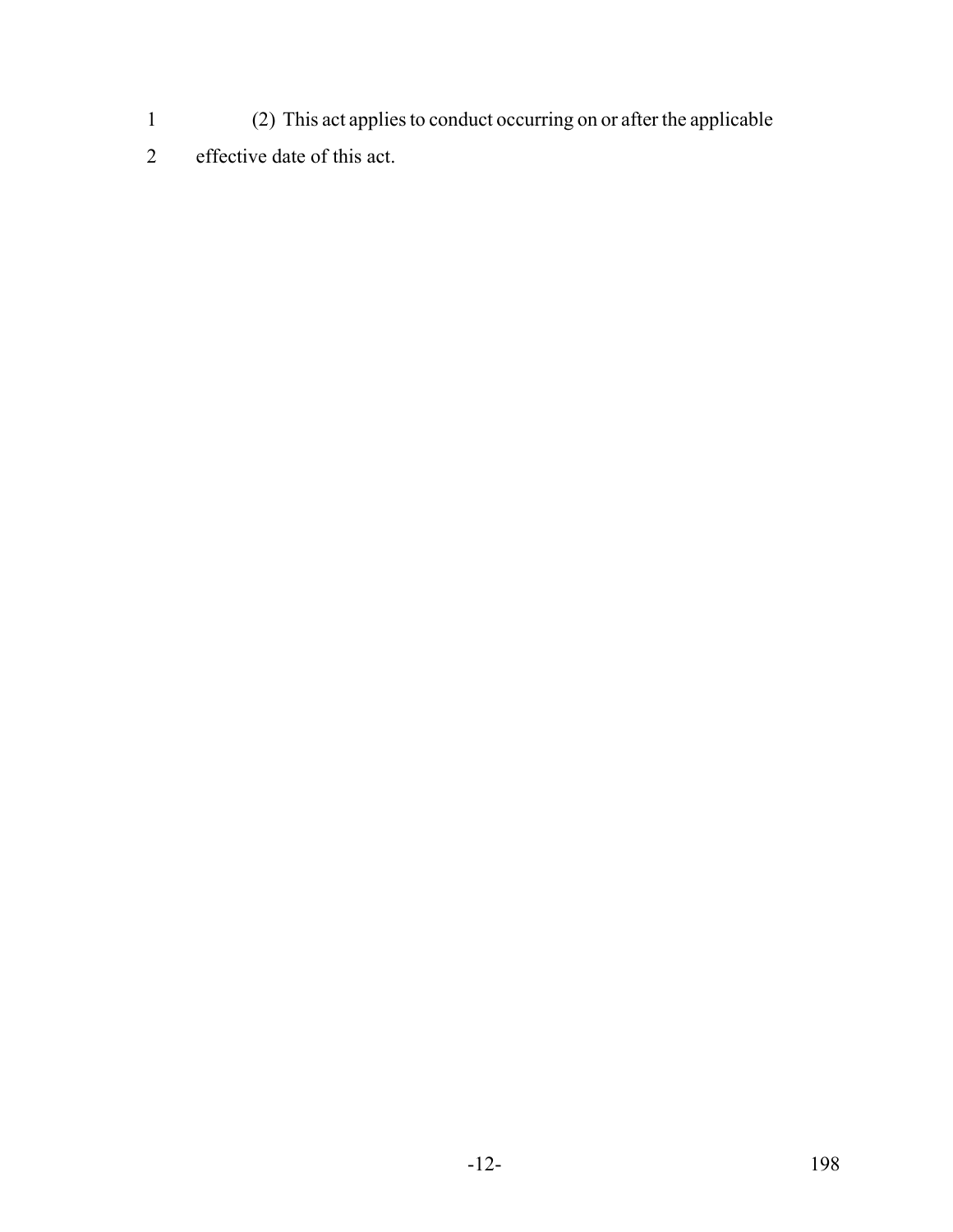(2) This act applies to conduct occurring on or after the applicable effective date of this act.